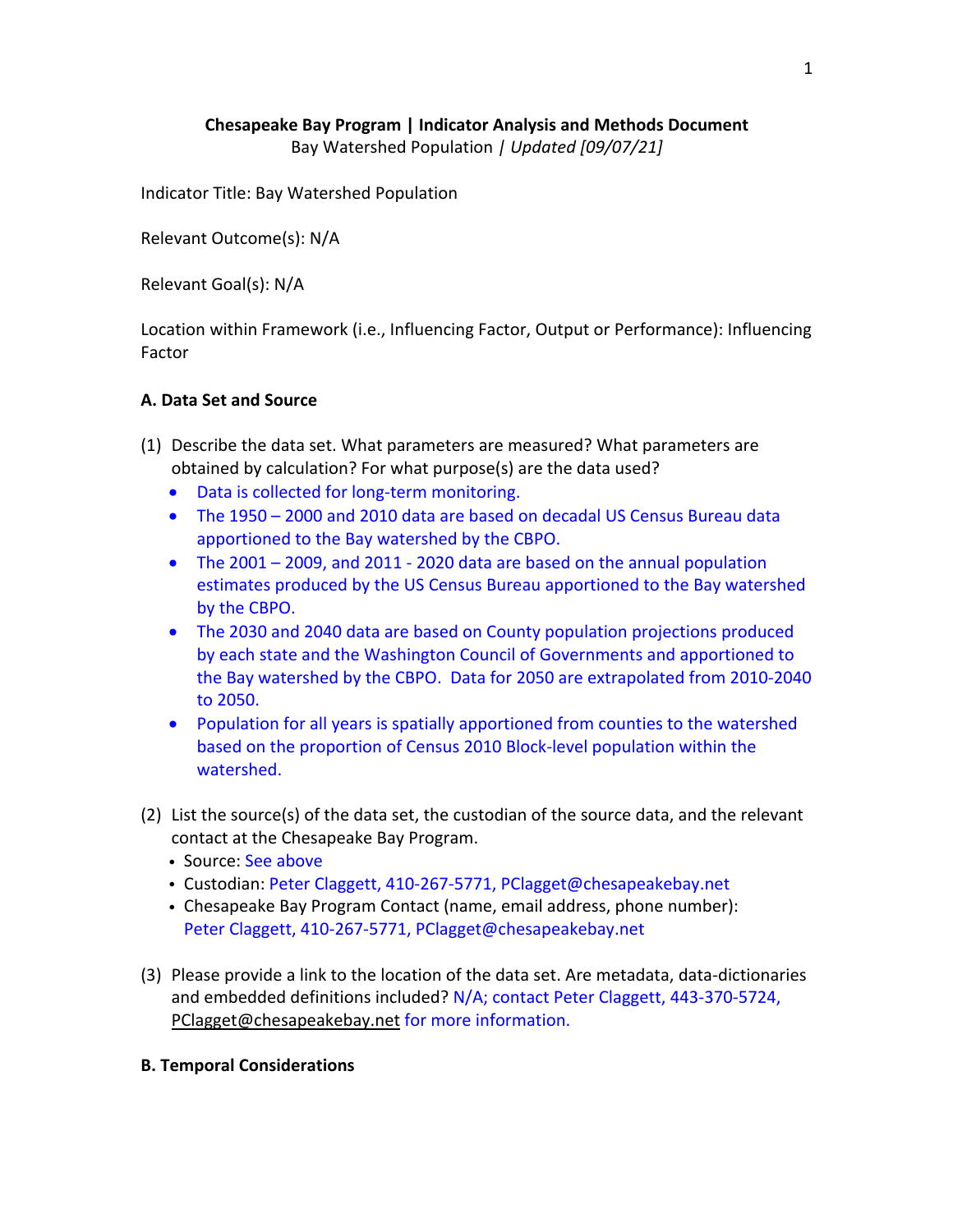**Chesapeake Bay Program | Indicator Analysis and Methods Document**
Bay Watershed Population | *Updated [09/07/21]*

Indicator Title: Bay Watershed Population

Relevant Outcome(s): N/A

Relevant Goal(s): N/A

Location within Framework (i.e., Influencing Factor, Output or Performance): Influencing Factor

**A. Data Set and Source**

(1) Describe the data set. What parameters are measured? What parameters are obtained by calculation? For what purpose(s) are the data used?
- Data is collected for long-term monitoring.
- The 1950 – 2000 and 2010 data are based on decadal US Census Bureau data apportioned to the Bay watershed by the CBPO.
- The 2001 – 2009, and 2011 - 2020 data are based on the annual population estimates produced by the US Census Bureau apportioned to the Bay watershed by the CBPO.
- The 2030 and 2040 data are based on County population projections produced by each state and the Washington Council of Governments and apportioned to the Bay watershed by the CBPO. Data for 2050 are extrapolated from 2010-2040 to 2050.
- Population for all years is spatially apportioned from counties to the watershed based on the proportion of Census 2010 Block-level population within the watershed.

(2) List the source(s) of the data set, the custodian of the source data, and the relevant contact at the Chesapeake Bay Program.
- Source: See above
- Custodian: Peter Claggett, 410-267-5771, PClagget@chesapeakebay.net
- Chesapeake Bay Program Contact (name, email address, phone number): Peter Claggett, 410-267-5771, PClagget@chesapeakebay.net

(3) Please provide a link to the location of the data set. Are metadata, data-dictionaries and embedded definitions included? N/A; contact Peter Claggett, 443-370-5724, PClagget@chesapeakebay.net for more information.

**B. Temporal Considerations**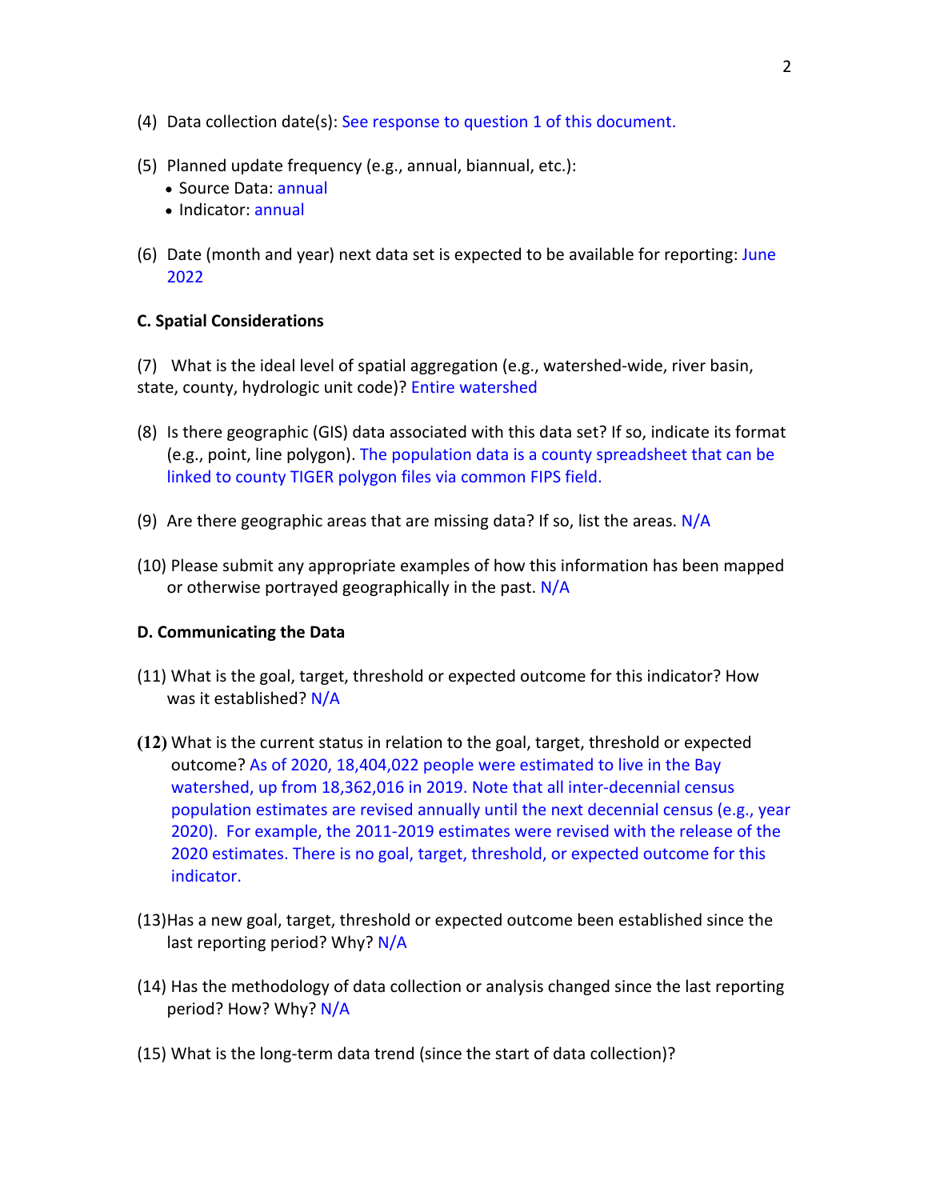(4) Data collection date(s): See response to question 1 of this document.

(5) Planned update frequency (e.g., annual, biannual, etc.):
- Source Data: annual
- Indicator: annual

(6) Date (month and year) next data set is expected to be available for reporting: June 2022

**C. Spatial Considerations**

(7) What is the ideal level of spatial aggregation (e.g., watershed-wide, river basin, state, county, hydrologic unit code)? Entire watershed

(8) Is there geographic (GIS) data associated with this data set? If so, indicate its format (e.g., point, line polygon). The population data is a county spreadsheet that can be linked to county TIGER polygon files via common FIPS field.

(9) Are there geographic areas that are missing data? If so, list the areas. N/A

(10) Please submit any appropriate examples of how this information has been mapped or otherwise portrayed geographically in the past. N/A

**D. Communicating the Data**

(11) What is the goal, target, threshold or expected outcome for this indicator? How was it established? N/A

**(12)** What is the current status in relation to the goal, target, threshold or expected outcome? As of 2020, 18,404,022 people were estimated to live in the Bay watershed, up from 18,362,016 in 2019. Note that all inter-decennial census population estimates are revised annually until the next decennial census (e.g., year 2020). For example, the 2011-2019 estimates were revised with the release of the 2020 estimates. There is no goal, target, threshold, or expected outcome for this indicator.

(13)Has a new goal, target, threshold or expected outcome been established since the last reporting period? Why? N/A

(14) Has the methodology of data collection or analysis changed since the last reporting period? How? Why? N/A

(15) What is the long-term data trend (since the start of data collection)?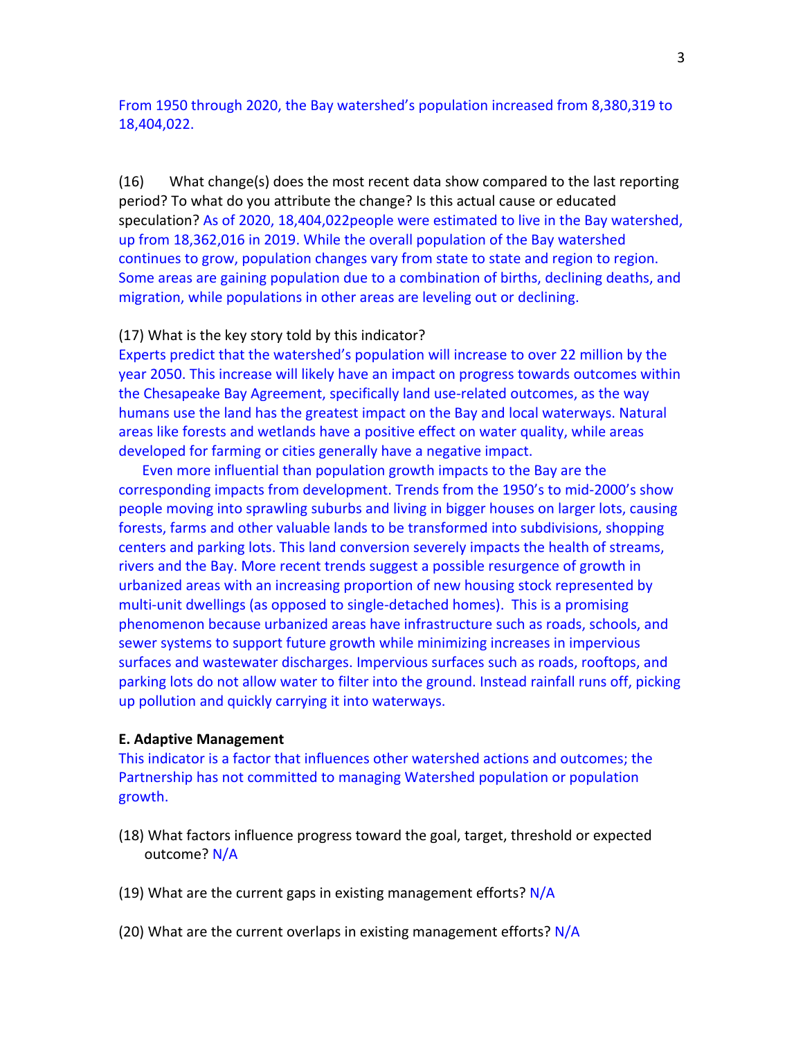From 1950 through 2020, the Bay watershed's population increased from 8,380,319 to 18,404,022.

(16) What change(s) does the most recent data show compared to the last reporting period? To what do you attribute the change? Is this actual cause or educated speculation? As of 2020, 18,404,022people were estimated to live in the Bay watershed, up from 18,362,016 in 2019. While the overall population of the Bay watershed continues to grow, population changes vary from state to state and region to region. Some areas are gaining population due to a combination of births, declining deaths, and migration, while populations in other areas are leveling out or declining.

(17) What is the key story told by this indicator?
Experts predict that the watershed's population will increase to over 22 million by the year 2050. This increase will likely have an impact on progress towards outcomes within the Chesapeake Bay Agreement, specifically land use-related outcomes, as the way humans use the land has the greatest impact on the Bay and local waterways. Natural areas like forests and wetlands have a positive effect on water quality, while areas developed for farming or cities generally have a negative impact.

Even more influential than population growth impacts to the Bay are the corresponding impacts from development. Trends from the 1950's to mid-2000's show people moving into sprawling suburbs and living in bigger houses on larger lots, causing forests, farms and other valuable lands to be transformed into subdivisions, shopping centers and parking lots. This land conversion severely impacts the health of streams, rivers and the Bay. More recent trends suggest a possible resurgence of growth in urbanized areas with an increasing proportion of new housing stock represented by multi-unit dwellings (as opposed to single-detached homes). This is a promising phenomenon because urbanized areas have infrastructure such as roads, schools, and sewer systems to support future growth while minimizing increases in impervious surfaces and wastewater discharges. Impervious surfaces such as roads, rooftops, and parking lots do not allow water to filter into the ground. Instead rainfall runs off, picking up pollution and quickly carrying it into waterways.

**E. Adaptive Management**

This indicator is a factor that influences other watershed actions and outcomes; the Partnership has not committed to managing Watershed population or population growth.

(18) What factors influence progress toward the goal, target, threshold or expected outcome? N/A

(19) What are the current gaps in existing management efforts? N/A

(20) What are the current overlaps in existing management efforts? N/A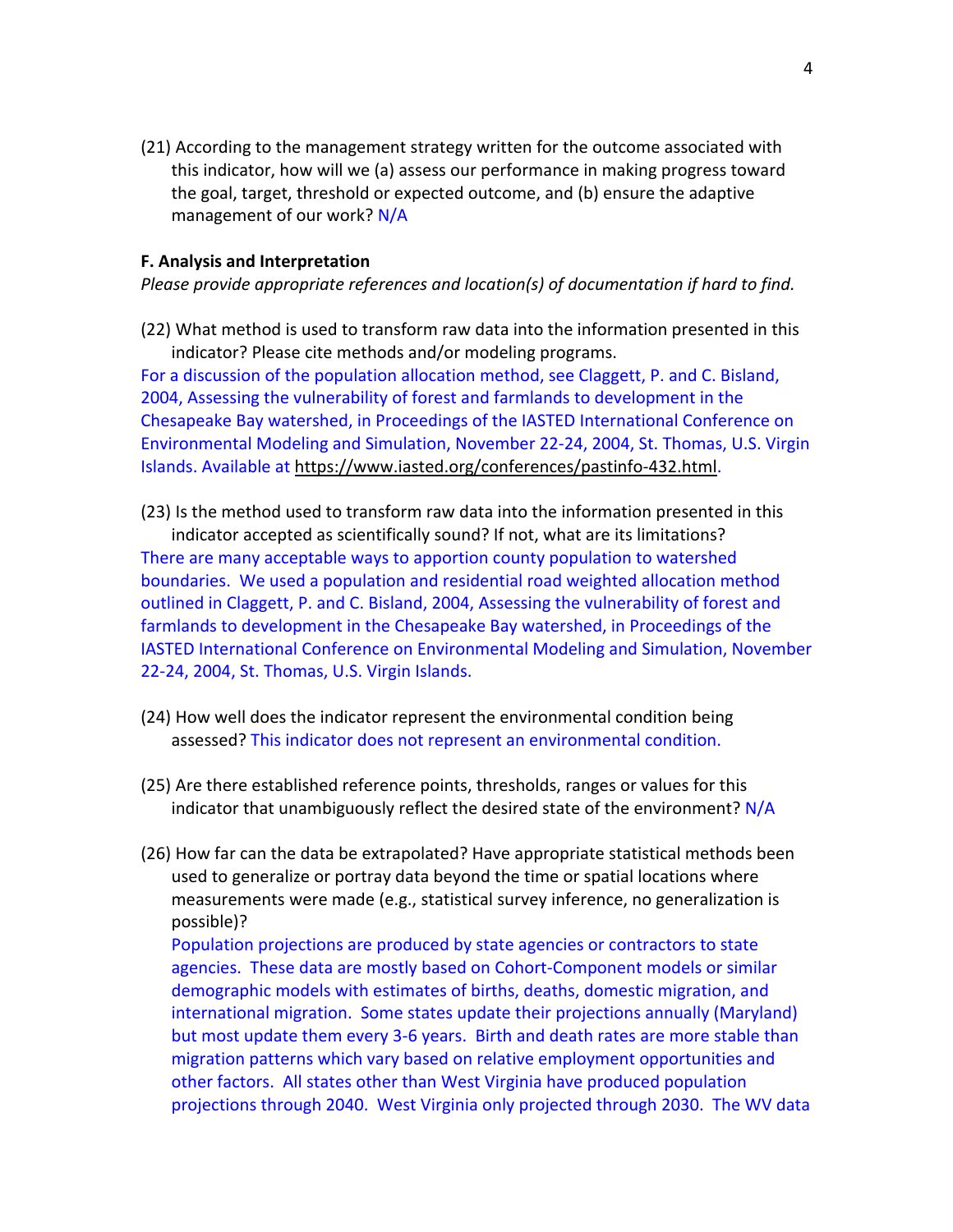(21) According to the management strategy written for the outcome associated with this indicator, how will we (a) assess our performance in making progress toward the goal, target, threshold or expected outcome, and (b) ensure the adaptive management of our work? N/A

**F. Analysis and Interpretation**

*Please provide appropriate references and location(s) of documentation if hard to find.*

(22) What method is used to transform raw data into the information presented in this indicator? Please cite methods and/or modeling programs.

For a discussion of the population allocation method, see Claggett, P. and C. Bisland, 2004, Assessing the vulnerability of forest and farmlands to development in the Chesapeake Bay watershed, in Proceedings of the IASTED International Conference on Environmental Modeling and Simulation, November 22-24, 2004, St. Thomas, U.S. Virgin Islands. Available at https://www.iasted.org/conferences/pastinfo-432.html.

(23) Is the method used to transform raw data into the information presented in this indicator accepted as scientifically sound? If not, what are its limitations?

There are many acceptable ways to apportion county population to watershed boundaries. We used a population and residential road weighted allocation method outlined in Claggett, P. and C. Bisland, 2004, Assessing the vulnerability of forest and farmlands to development in the Chesapeake Bay watershed, in Proceedings of the IASTED International Conference on Environmental Modeling and Simulation, November 22-24, 2004, St. Thomas, U.S. Virgin Islands.

(24) How well does the indicator represent the environmental condition being assessed? This indicator does not represent an environmental condition.

(25) Are there established reference points, thresholds, ranges or values for this indicator that unambiguously reflect the desired state of the environment? N/A

(26) How far can the data be extrapolated? Have appropriate statistical methods been used to generalize or portray data beyond the time or spatial locations where measurements were made (e.g., statistical survey inference, no generalization is possible)?

Population projections are produced by state agencies or contractors to state agencies. These data are mostly based on Cohort-Component models or similar demographic models with estimates of births, deaths, domestic migration, and international migration. Some states update their projections annually (Maryland) but most update them every 3-6 years. Birth and death rates are more stable than migration patterns which vary based on relative employment opportunities and other factors. All states other than West Virginia have produced population projections through 2040. West Virginia only projected through 2030. The WV data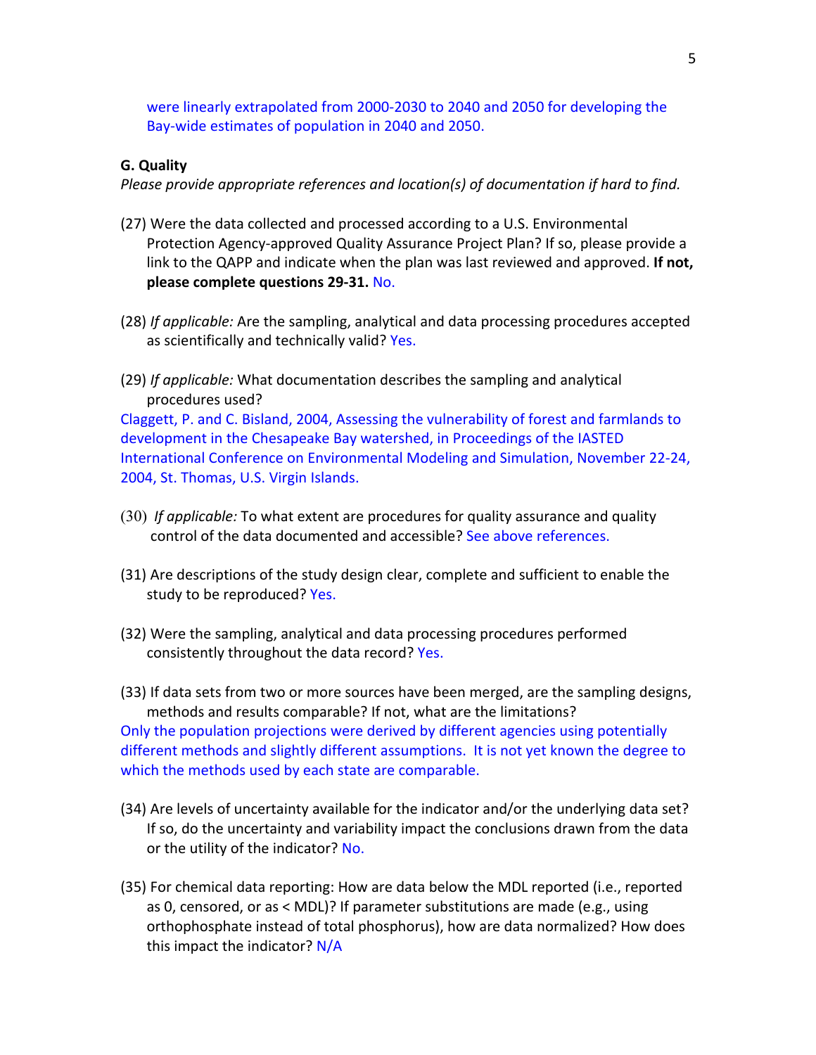were linearly extrapolated from 2000-2030 to 2040 and 2050 for developing the Bay-wide estimates of population in 2040 and 2050.

**G. Quality**

*Please provide appropriate references and location(s) of documentation if hard to find.*

(27) Were the data collected and processed according to a U.S. Environmental Protection Agency-approved Quality Assurance Project Plan? If so, please provide a link to the QAPP and indicate when the plan was last reviewed and approved. **If not, please complete questions 29-31.** No.

(28) *If applicable:* Are the sampling, analytical and data processing procedures accepted as scientifically and technically valid? Yes.

(29) *If applicable:* What documentation describes the sampling and analytical procedures used?

Claggett, P. and C. Bisland, 2004, Assessing the vulnerability of forest and farmlands to development in the Chesapeake Bay watershed, in Proceedings of the IASTED International Conference on Environmental Modeling and Simulation, November 22-24, 2004, St. Thomas, U.S. Virgin Islands.

(30) *If applicable:* To what extent are procedures for quality assurance and quality control of the data documented and accessible? See above references.

(31) Are descriptions of the study design clear, complete and sufficient to enable the study to be reproduced? Yes.

(32) Were the sampling, analytical and data processing procedures performed consistently throughout the data record? Yes.

(33) If data sets from two or more sources have been merged, are the sampling designs, methods and results comparable? If not, what are the limitations?

Only the population projections were derived by different agencies using potentially different methods and slightly different assumptions. It is not yet known the degree to which the methods used by each state are comparable.

(34) Are levels of uncertainty available for the indicator and/or the underlying data set? If so, do the uncertainty and variability impact the conclusions drawn from the data or the utility of the indicator? No.

(35) For chemical data reporting: How are data below the MDL reported (i.e., reported as 0, censored, or as < MDL)? If parameter substitutions are made (e.g., using orthophosphate instead of total phosphorus), how are data normalized? How does this impact the indicator? N/A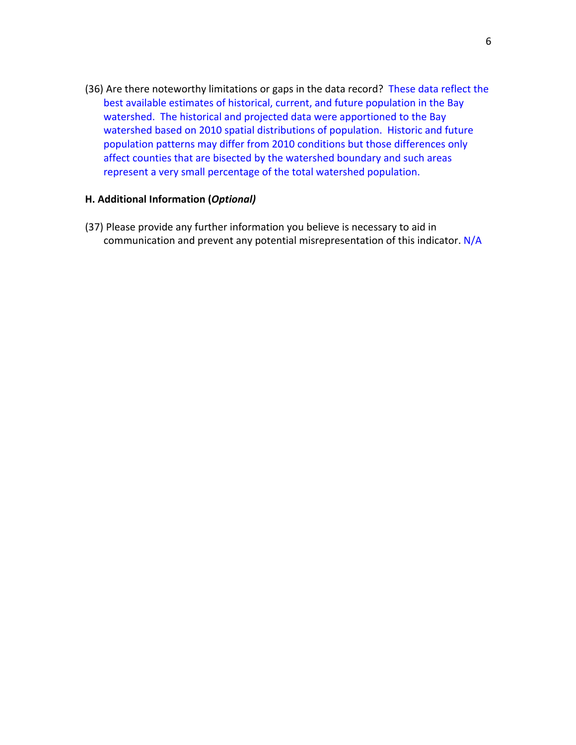(36) Are there noteworthy limitations or gaps in the data record? These data reflect the best available estimates of historical, current, and future population in the Bay watershed. The historical and projected data were apportioned to the Bay watershed based on 2010 spatial distributions of population. Historic and future population patterns may differ from 2010 conditions but those differences only affect counties that are bisected by the watershed boundary and such areas represent a very small percentage of the total watershed population.

## H. Additional Information (*Optional)*

(37) Please provide any further information you believe is necessary to aid in communication and prevent any potential misrepresentation of this indicator. N/A